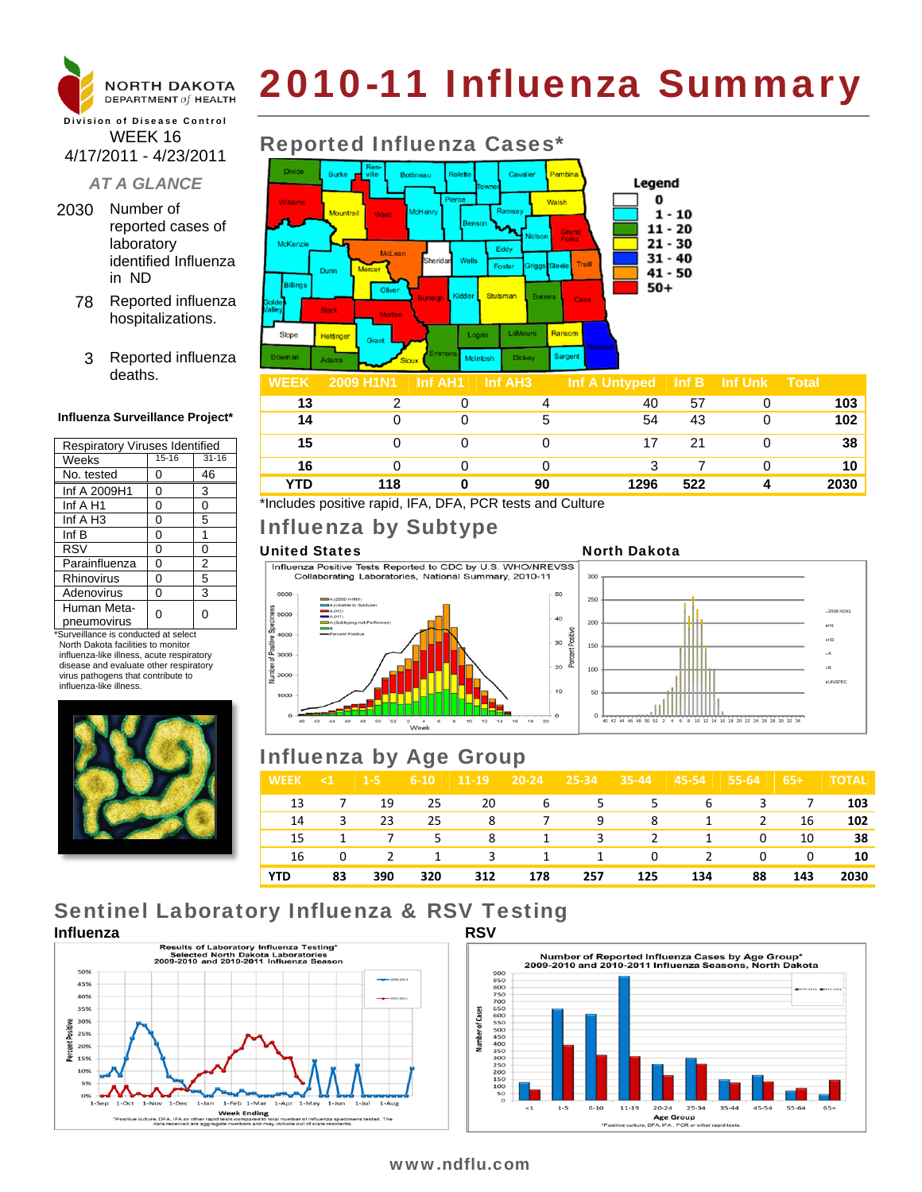NORTH DAKOTA DEPARTMENT of HEALTH

Division of Disease Control

# 2010-11 Influenza Summary

WEEK 16
4/17/2011 - 4/23/2011

## AT A GLANCE

2030 Number of reported cases of laboratory identified Influenza in ND

78 Reported influenza hospitalizations.

3 Reported influenza deaths.

### Influenza Surveillance Project*

| Respiratory Viruses Identified | | |
|---|---|---|
| Weeks | 15-16 | 31-16 |
| No. tested | 0 | 46 |
| Inf A 2009H1 | 0 | 3 |
| Inf A H1 | 0 | 0 |
| Inf A H3 | 0 | 5 |
| Inf B | 0 | 1 |
| RSV | 0 | 0 |
| Parainfluenza | 0 | 2 |
| Rhinovirus | 0 | 5 |
| Adenovirus | 0 | 3 |
| Human Meta-pneumovirus | 0 | 0 |

*Surveillance is conducted at select North Dakota facilities to monitor influenza-like illness, acute respiratory disease and evaluate other respiratory virus pathogens that contribute to influenza-like illness.

## Reported Influenza Cases*

Legend: 0; 1 - 10; 11 - 20; 21 - 30; 31 - 40; 41 - 50; 50+

| WEEK | 2009 H1N1 | Inf AH1 | Inf AH3 | Inf A Untyped | Inf B | Inf Unk | Total |
|---|---|---|---|---|---|---|---|
| 13 | 2 | 0 | 4 | 40 | 57 | 0 | 103 |
| 14 | 0 | 0 | 5 | 54 | 43 | 0 | 102 |
| 15 | 0 | 0 | 0 | 17 | 21 | 0 | 38 |
| 16 | 0 | 0 | 0 | 3 | 7 | 0 | 10 |
| YTD | 118 | 0 | 90 | 1296 | 522 | 4 | 2030 |

*Includes positive rapid, IFA, DFA, PCR tests and Culture

## Influenza by Subtype

**United States**

Influenza Positive Tests Reported to CDC by U.S. WHO/NREVSS Collaborating Laboratories, National Summary, 2010-11

**North Dakota**

## Influenza by Age Group

| WEEK | <1 | 1-5 | 6-10 | 11-19 | 20-24 | 25-34 | 35-44 | 45-54 | 55-64 | 65+ | TOTAL |
|---|---|---|---|---|---|---|---|---|---|---|---|
| 13 | 7 | 19 | 25 | 20 | 6 | 5 | 5 | 6 | 3 | 7 | 103 |
| 14 | 3 | 23 | 25 | 8 | 7 | 9 | 8 | 1 | 2 | 16 | 102 |
| 15 | 1 | 7 | 5 | 8 | 1 | 3 | 2 | 1 | 0 | 10 | 38 |
| 16 | 0 | 2 | 1 | 3 | 1 | 1 | 0 | 2 | 0 | 0 | 10 |
| YTD | 83 | 390 | 320 | 312 | 178 | 257 | 125 | 134 | 88 | 143 | 2030 |

## Sentinel Laboratory Influenza & RSV Testing

**Influenza**

Results of Laboratory Influenza Testing* Selected North Dakota Laboratories 2009-2010 and 2010-2011 Influenza Season

*Positive culture, DFA, IFA or other rapid tests compared to total number of influenza specimens tested. The data received are aggregate numbers and may include out of state residents.

**RSV**

Number of Reported Influenza Cases by Age Group* 2009-2010 and 2010-2011 Influenza Seasons, North Dakota

*Positive culture, DFA, IFA, PCR or other rapid tests.

www.ndflu.com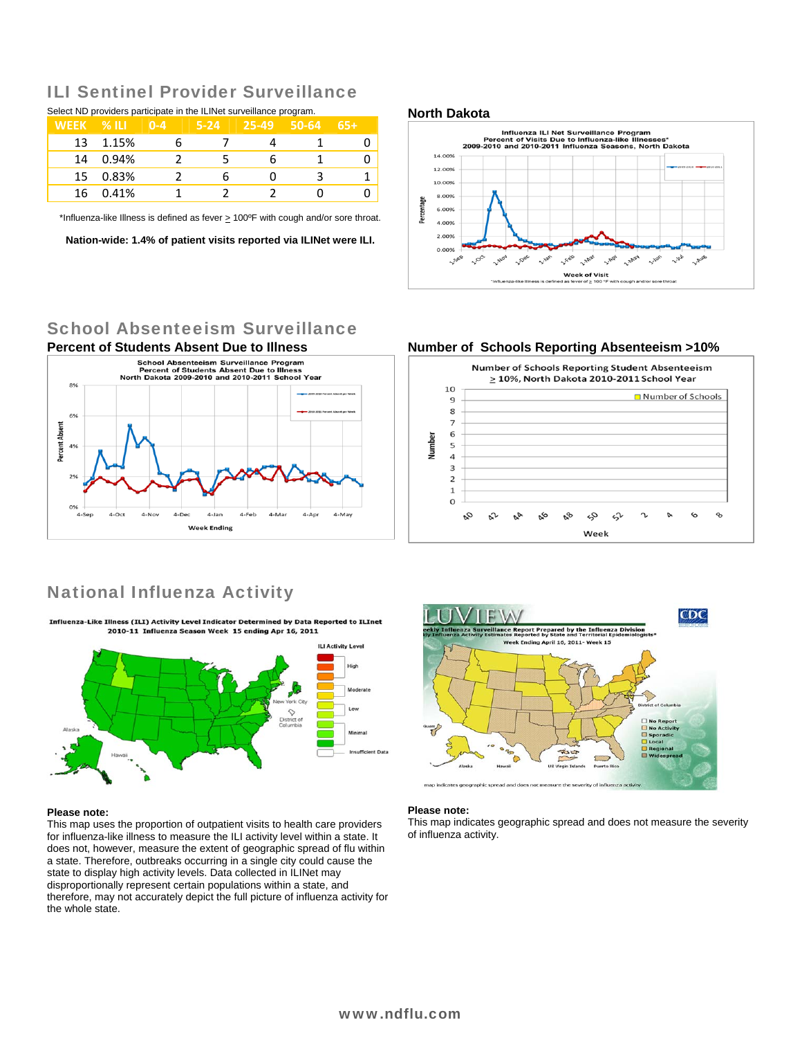## ILI Sentinel Provider Surveillance

Select ND providers participate in the ILINet surveillance program.

| WEEK | % ILI | 0-4 | 5-24 | 25-49 | 50-64 | 65+ |
|---|---|---|---|---|---|---|
| 13 | 1.15% | 6 | 7 | 4 | 1 | 0 |
| 14 | 0.94% | 2 | 5 | 6 | 1 | 0 |
| 15 | 0.83% | 2 | 6 | 0 | 3 | 1 |
| 16 | 0.41% | 1 | 2 | 2 | 0 | 0 |

*Influenza-like Illness is defined as fever ≥ 100ºF with cough and/or sore throat.

**Nation-wide: 1.4% of patient visits reported via ILINet were ILI.**

### North Dakota

Influenza ILI Net Surveillance Program
Percent of Visits Due to Influenza-like Illnesses*
2009-2010 and 2010-2011 Influenza Seasons, North Dakota

Percentage
14.00%
12.00%
10.00%
8.00%
6.00%
4.00%
2.00%
0.00%
1-Sep 1-Oct 1-Nov 1-Dec 1-Jan 1-Feb 1-Mar 1-Apr 1-May 1-Jun 1-Jul 1-Aug
Week of Visit
2009-2010 2010-2011
*Influenza-like illness is defined as fever of ≥ 100 °F with cough and/or sore throat

## School Absenteeism Surveillance

### Percent of Students Absent Due to Illness

School Absenteeism Surveillance Program
Percent of Students Absent Due to Illness
North Dakota 2009-2010 and 2010-2011 School Year

Percent Absent
8%
6%
4%
2%
0%
4-Sep 4-Oct 4-Nov 4-Dec 4-Jan 4-Feb 4-Mar 4-Apr 4-May
Week Ending
2009-2010 Percent Absent per Week
2010-2011 Percent Absent per Week

### Number of Schools Reporting Absenteeism >10%

Number of Schools Reporting Student Absenteeism ≥ 10%, North Dakota 2010-2011 School Year

Number
10
9
8
7
6
5
4
3
2
1
0
40 42 44 46 48 50 52 2 4 6 8
Week
Number of Schools

## National Influenza Activity

Influenza-Like Illness (ILI) Activity Level Indicator Determined by Data Reported to ILINet
2010-11 Influenza Season Week 15 ending Apr 16, 2011

ILI Activity Level
High
Moderate
Low
Minimal
Insufficient Data
New York City
District of Columbia
Alaska
Hawaii

**Please note:**
This map uses the proportion of outpatient visits to health care providers for influenza-like illness to measure the ILI activity level within a state. It does not, however, measure the extent of geographic spread of flu within a state. Therefore, outbreaks occurring in a single city could cause the state to display high activity levels. Data collected in ILINet may disproportionally represent certain populations within a state, and therefore, may not accurately depict the full picture of influenza activity for the whole state.

FLUVIEW
Weekly Influenza Surveillance Report Prepared by the Influenza Division
Weekly Influenza Activity Estimates Reported by State and Territorial Epidemiologists*
Week Ending April 16, 2011- Week 15
CDC

District of Columbia
No Report
No Activity
Sporadic
Local
Regional
Widespread
Guam
Alaska
Hawaii
US Virgin Islands
Puerto Rico
map indicates geographic spread and does not measure the severity of influenza activity

**Please note:**
This map indicates geographic spread and does not measure the severity of influenza activity.

www.ndflu.com